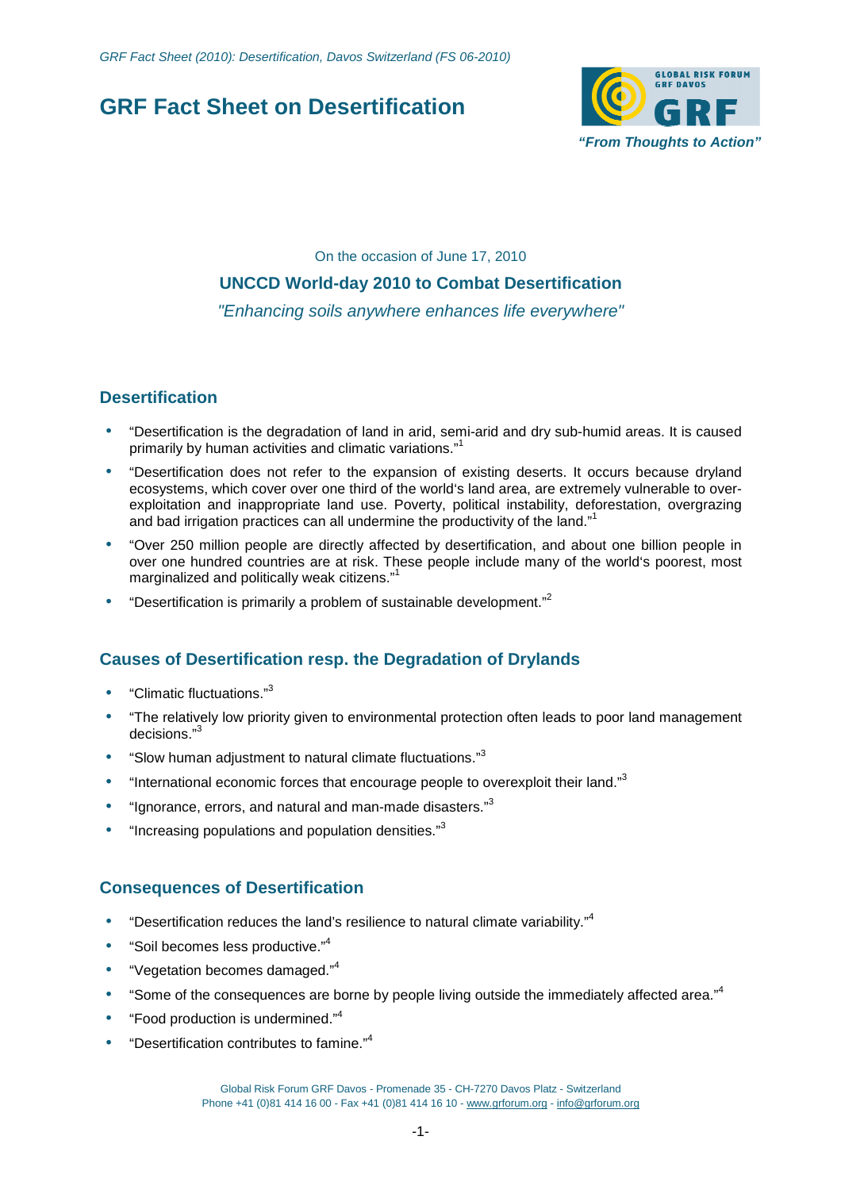# GRF Fact Sheet on Desertification

GLOBAL RISK FORUM GRF DAVOS

*"From Thoughts to Action"*

On the occasion of June 17, 2010

**UNCCD World-day 2010 to Combat Desertification**

*"Enhancing soils anywhere enhances life everywhere"*

## Desertification

- "Desertification is the degradation of land in arid, semi-arid and dry sub-humid areas. It is caused primarily by human activities and climatic variations."[1]
- "Desertification does not refer to the expansion of existing deserts. It occurs because dryland ecosystems, which cover over one third of the world's land area, are extremely vulnerable to over-exploitation and inappropriate land use. Poverty, political instability, deforestation, overgrazing and bad irrigation practices can all undermine the productivity of the land."[1]
- "Over 250 million people are directly affected by desertification, and about one billion people in over one hundred countries are at risk. These people include many of the world's poorest, most marginalized and politically weak citizens."[1]
- "Desertification is primarily a problem of sustainable development."[2]

## Causes of Desertification resp. the Degradation of Drylands

- "Climatic fluctuations."[3]
- "The relatively low priority given to environmental protection often leads to poor land management decisions."[3]
- "Slow human adjustment to natural climate fluctuations."[3]
- "International economic forces that encourage people to overexploit their land."[3]
- "Ignorance, errors, and natural and man-made disasters."[3]
- "Increasing populations and population densities."[3]

## Consequences of Desertification

- "Desertification reduces the land's resilience to natural climate variability."[4]
- "Soil becomes less productive."[4]
- "Vegetation becomes damaged."[4]
- "Some of the consequences are borne by people living outside the immediately affected area."[4]
- "Food production is undermined."[4]
- "Desertification contributes to famine."[4]

Global Risk Forum GRF Davos - Promenade 35 - CH-7270 Davos Platz - Switzerland
Phone +41 (0)81 414 16 00 - Fax +41 (0)81 414 16 10 - www.grforum.org - info@grforum.org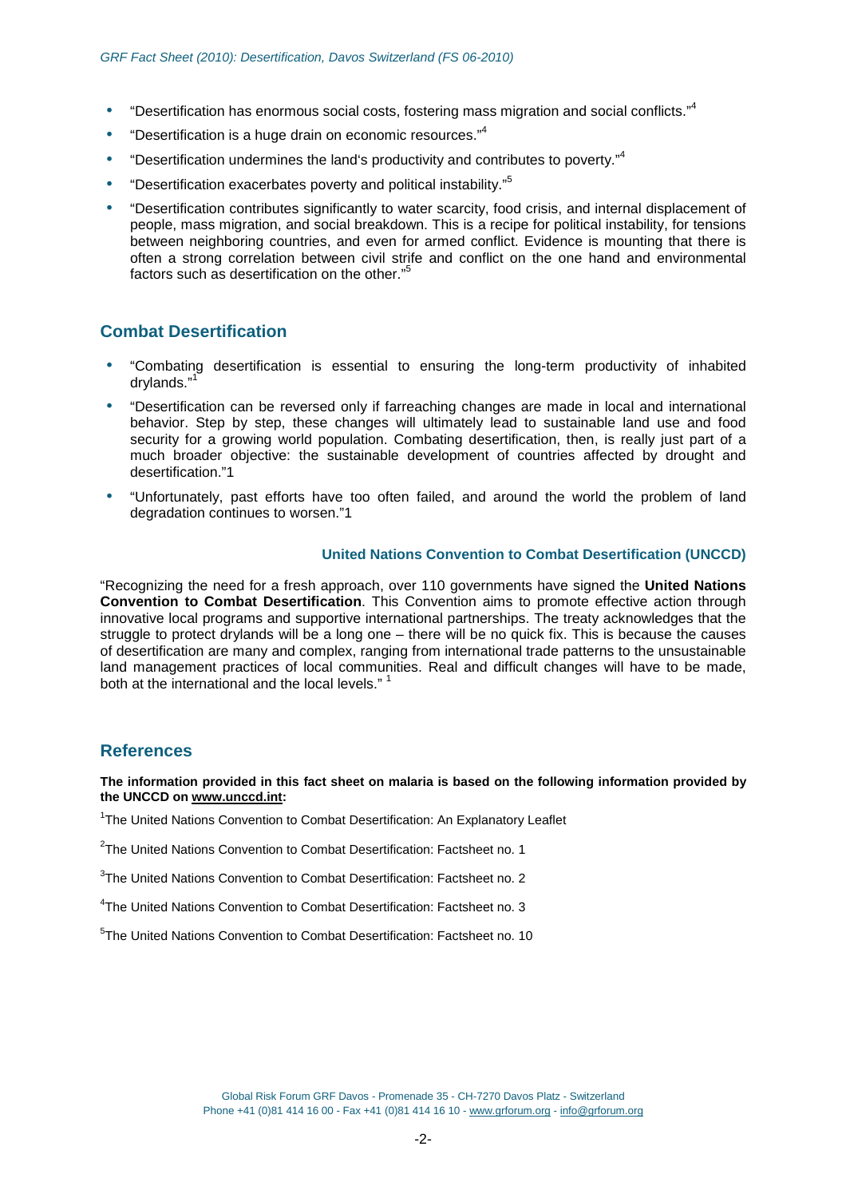- "Desertification has enormous social costs, fostering mass migration and social conflicts."[4]
- "Desertification is a huge drain on economic resources."[4]
- "Desertification undermines the land's productivity and contributes to poverty."[4]
- "Desertification exacerbates poverty and political instability."[5]
- "Desertification contributes significantly to water scarcity, food crisis, and internal displacement of people, mass migration, and social breakdown. This is a recipe for political instability, for tensions between neighboring countries, and even for armed conflict. Evidence is mounting that there is often a strong correlation between civil strife and conflict on the one hand and environmental factors such as desertification on the other."[5]

## Combat Desertification

- "Combating desertification is essential to ensuring the long-term productivity of inhabited drylands."[1]
- "Desertification can be reversed only if farreaching changes are made in local and international behavior. Step by step, these changes will ultimately lead to sustainable land use and food security for a growing world population. Combating desertification, then, is really just part of a much broader objective: the sustainable development of countries affected by drought and desertification."1
- "Unfortunately, past efforts have too often failed, and around the world the problem of land degradation continues to worsen."1

### United Nations Convention to Combat Desertification (UNCCD)

"Recognizing the need for a fresh approach, over 110 governments have signed the **United Nations Convention to Combat Desertification**. This Convention aims to promote effective action through innovative local programs and supportive international partnerships. The treaty acknowledges that the struggle to protect drylands will be a long one – there will be no quick fix. This is because the causes of desertification are many and complex, ranging from international trade patterns to the unsustainable land management practices of local communities. Real and difficult changes will have to be made, both at the international and the local levels." [1]

## References

**The information provided in this fact sheet on malaria is based on the following information provided by the UNCCD on www.unccd.int:**

[1]The United Nations Convention to Combat Desertification: An Explanatory Leaflet

[2]The United Nations Convention to Combat Desertification: Factsheet no. 1

[3]The United Nations Convention to Combat Desertification: Factsheet no. 2

[4]The United Nations Convention to Combat Desertification: Factsheet no. 3

[5]The United Nations Convention to Combat Desertification: Factsheet no. 10